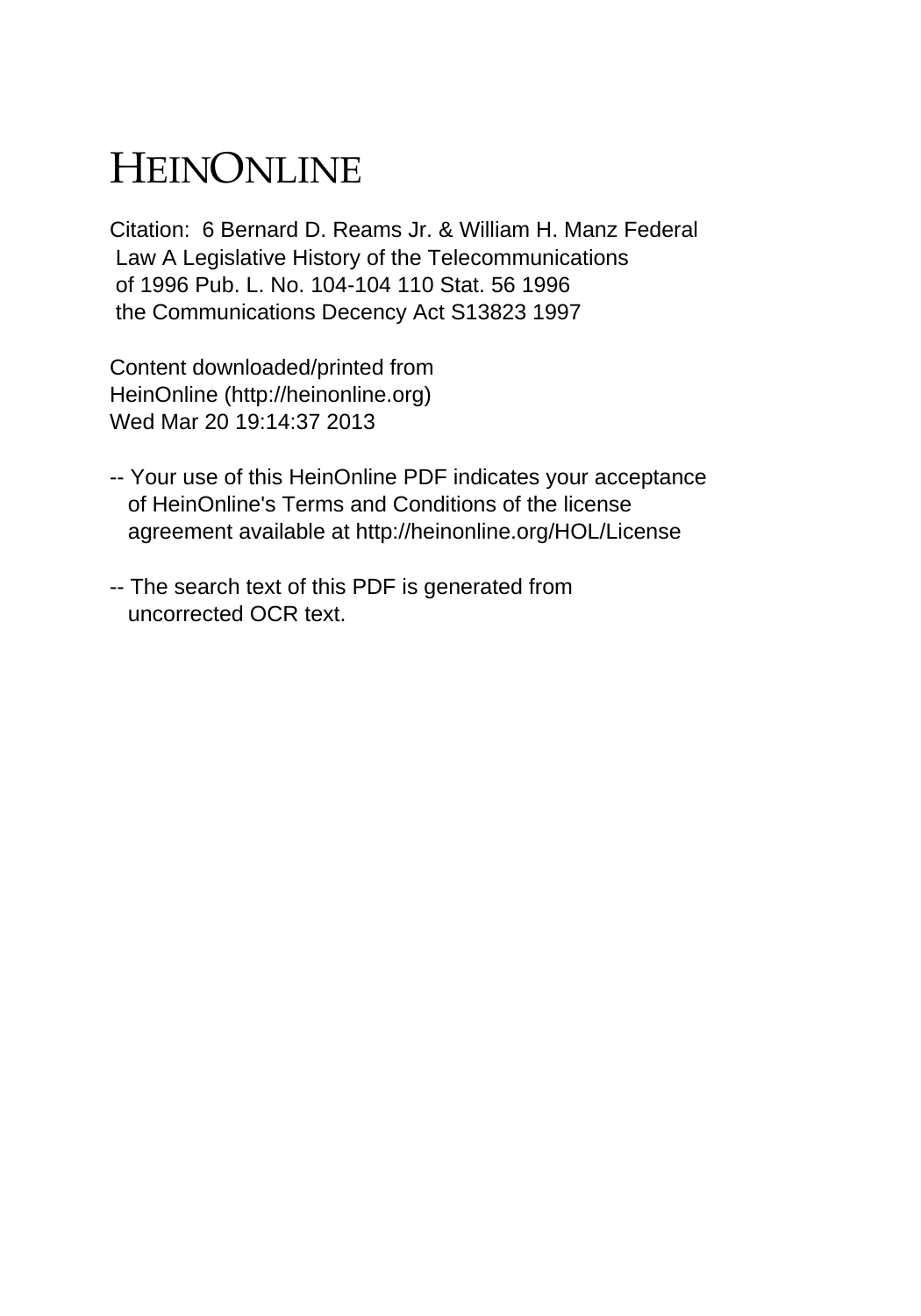# HEINONLINE

Citation: 6 Bernard D. Reams Jr. & William H. Manz Federal Law A Legislative History of the Telecommunications of 1996 Pub. L. No. 104-104 110 Stat. 56 1996 the Communications Decency Act S13823 1997

Content downloaded/printed from HeinOnline (http://heinonline.org) Wed Mar 20 19:14:37 2013

-- Your use of this HeinOnline PDF indicates your acceptance of HeinOnline's Terms and Conditions of the license agreement available at http://heinonline.org/HOL/License

-- The search text of this PDF is generated from uncorrected OCR text.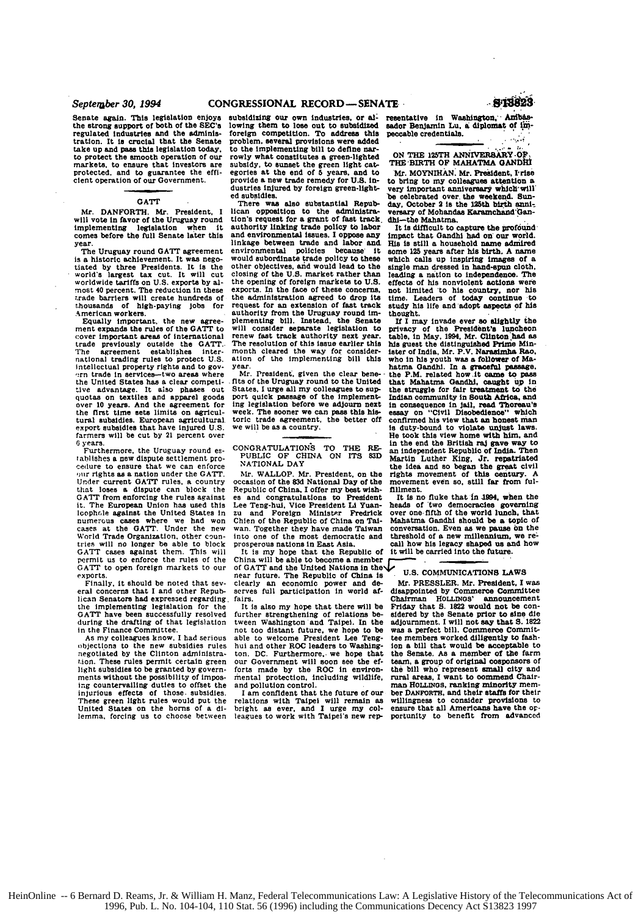Senate again. This legislation enjoys the strong support of both of the SEC's regulated industries and the administration. It is crucial that the Senate take up and pass this legislation today, to protect the smooth operation of our markets, to ensure that investors are protected, and to guarantee the efficient operation of our Government.

## GATT

Mr. DANFORTH. Mr. President, I will vote in favor of the Uruguay round implementing legislation when it comes before the full Senate later this year.

The Uruguay round GATT agreement is a historic achievement. It was negotiated by three Presidents. It is the world's largest tax cut. It will cut worldwide tariffs on U.S. exports by almost 40 percent. The reduction in these trade barriers will create hundreds of thousands of high-paying jobs for American workers.

Equally important, the new agreement expands the rules of the GATT to cover important areas of international trade previously outside the GATT. The agreement establishes international trading rules to protect U.S. intellectual property rights and to govern trade in services—two areas where the United States has a clear competitive advantage. It also phases out quotas on textiles and apparel goods over 10 years. And the agreement for the first time sets limits on agricultural subsidies. European agricultural export subsidies that have injured U.S. farmers will be cut by 21 percent over 6 years.

Furthermore, the Uruguay round establishes a new dispute settlement procedure to ensure that we can enforce our rights as a nation under the GATT. Under current GATT rules, a country that loses a dispute can block the GATT from enforcing the rules against it. The European Union has used this loophole against the United States in numerous cases where we had won cases at the GATT. Under the new World Trade Organization, other countries will no longer be able to block GATT cases against them. This will permit us to enforce the rules of the GATT to open foreign markets to our exports.

Finally, it should be noted that several concerns that I and other Republican Senators had expressed regarding the implementing legislation for the GATT have been successfully resolved during the drafting of that legislation in the Finance Committee.

As my colleagues know, I had serious objections to the new subsidies rules negotiated by the Clinton administration. These rules permit certain green light subsidies to be granted by governments without the possibility of imposing countervailing duties to offset the injurious effects of those subsidies. These green light rules would put the United States on the horns of a dilemma, forcing us to choose between subsidizing our own industries, or allowing them to lose out to subsidized foreign competition. To address this problem, several provisions were added to the implementing bill to define narrowly what constitutes a green-lighted subsidy, to sunset the green light categories at the end of 5 years, and to provide a new trade remedy for U.S. industries injured by foreign green-lighted subsidies.

There was also substantial Republican opposition to the administration's request for a grant of fast track authority linking trade policy to labor and environmental issues. I oppose any linkage between trade and labor and environmental policies because it would subordinate trade policy to these other objectives, and would lead to the closing of the U.S. market rather than the opening of foreign markets to U.S. exports. In the face of these concerns, the administration agreed to drop its request for an extension of fast track authority from the Uruguay round implementing bill. Instead, the Senate will consider separate legislation to renew fast track authority next year. The resolution of this issue earlier this month cleared the way for consideration of the implementing bill this year.

Mr. President, given the clear benefits of the Uruguay round to the United States, I urge all my colleagues to support quick passage of the implementing legislation before we adjourn next week. The sooner we can pass this historic trade agreement, the better off we will be as a country.

## CONGRATULATIONS TO THE REPUBLIC OF CHINA ON ITS 83D NATIONAL DAY

Mr. WALLOP. Mr. President, on the occasion of the 83d National Day of the Republic of China, I offer my best wishes and congratulations to President Lee Teng-hui, Vice President Li Yuan-zu and Foreign Minister Fredrick Chien of the Republic of China on Taiwan. Together they have made Taiwan into one of the most democratic and prosperous nations in East Asia.

It is my hope that the Republic of China will be able to become a member of GATT and the United Nations in the near future. The Republic of China is clearly an economic power and deserves full participation in world affairs.

It is also my hope that there will be further strengthening of relations between Washington and Taipei. In the not too distant future, we hope to be able to welcome President Lee Teng-hui and other ROC leaders to Washington, DC. Furthermore, we hope that our Government will soon see the efforts made by the ROC in environmental protection, including wildlife, and pollution control.

I am confident that the future of our relations with Taipei will remain as bright as ever, and I urge my colleagues to work with Taipei's new representative in Washington, Ambassador Benjamin Lu, a diplomat of impeccable credentials.

## ON THE 125TH ANNIVERSARY OF THE BIRTH OF MAHATMA GANDHI

Mr. MOYNIHAN. Mr. President, I rise to bring to my colleagues attention a very important anniversary which will be celebrated over the weekend. Sunday, October 2 is the 125th birth anniversary of Mohandas Karamchand Gandhi—the Mahatma.

It is difficult to capture the profound impact that Gandhi had on our world. His is still a household name admired some 125 years after his birth. A name which calls up inspiring images of a single man dressed in hand-spun cloth, leading a nation to independence. The effects of his nonviolent actions were not limited to his country, nor his time. Leaders of today continue to study his life and adopt aspects of his thought.

If I may invade ever so slightly the privacy of the President's luncheon table, in May, 1994, Mr. Clinton had as his guest the distinguished Prime Minister of India, Mr. P.V. Narasimha Rao, who in his youth was a follower of Mahatma Gandhi. In a graceful passage, the P.M. related how it came to pass that Mahatma Gandhi, caught up in the struggle for fair treatment to the Indian community in South Africa, and in consequence in jail, read Thoreau's essay on "Civil Disobedience" which confirmed his view that an honest man is duty-bound to violate unjust laws. He took this view home with him, and in the end the British raj gave way to an independent Republic of India. Then Martin Luther King, Jr. repatriated the idea and so began the great civil rights movement of this century. A movement even so, still far from fulfillment.

It is no fluke that in 1994, when the heads of two democracies governing over one-fifth of the world lunch, that Mahatma Gandhi should be a topic of conversation. Even as we pause on the threshold of a new millennium, we recall how his legacy shaped us and how it will be carried into the future.

## U.S. COMMUNICATIONS LAWS

Mr. PRESSLER. Mr. President, I was disappointed by Commerce Committee Chairman HOLLINGS' announcement Friday that S. 1822 would not be considered by the Senate prior to sine die adjournment. I will not say that S. 1822 was a perfect bill. Commerce Committee members worked diligently to fashion a bill that would be acceptable to the Senate. As a member of the farm team, a group of original cosponsors of the bill who represent small city and rural areas, I want to commend Chairman HOLLINGS, ranking minority member DANFORTH, and their staffs for their willingness to consider provisions to ensure that all Americans have the opportunity to benefit from advanced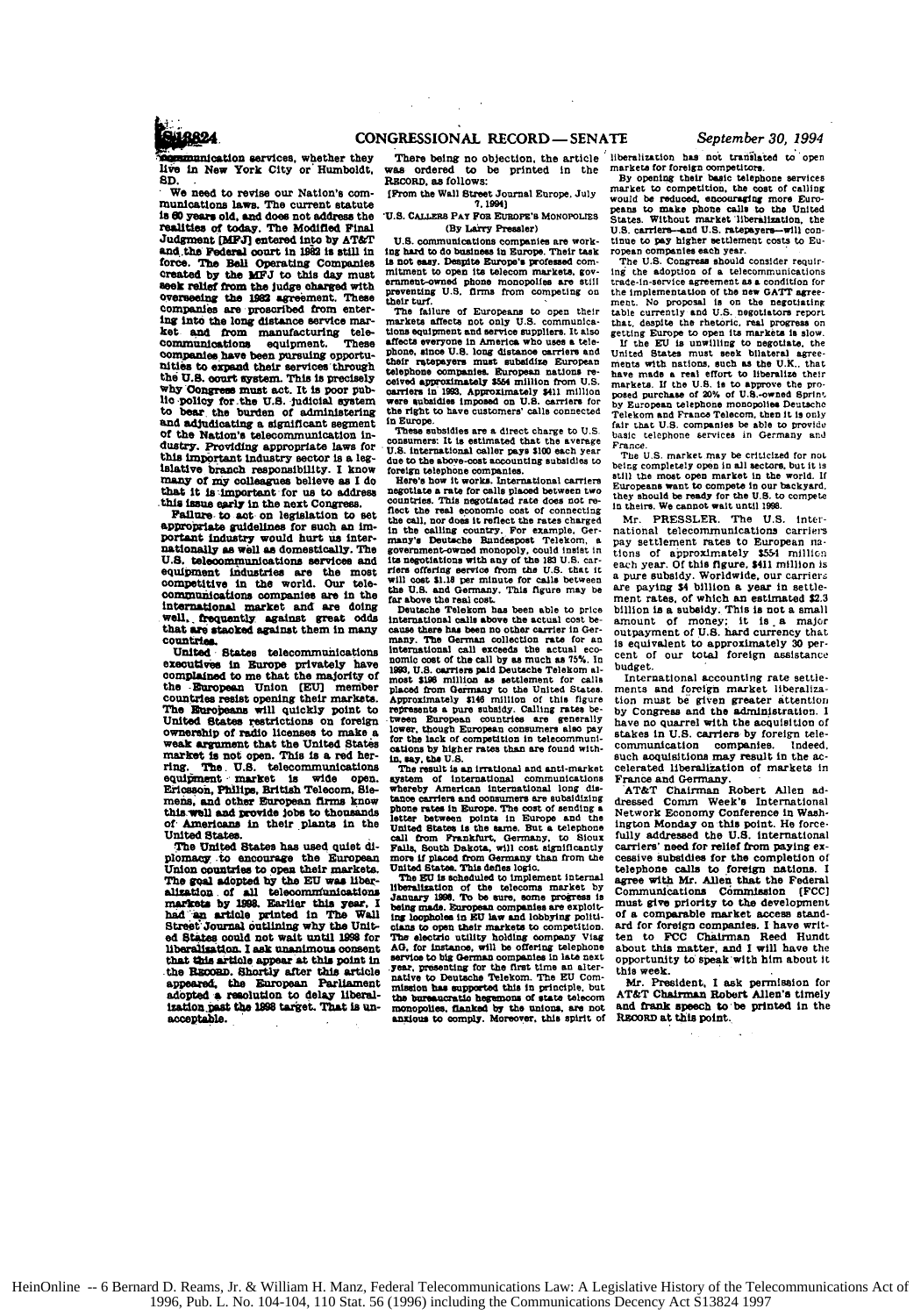communication services, whether they live in New York City or Humboldt, SD.

We need to revise our Nation's communications laws. The current statute is 60 years old, and does not address the realities of today. The Modified Final Judgment [MFJ] entered into by AT&T and the Federal court in 1982 is still in force. The Bell Operating Companies created by the MFJ to this day must seek relief from the judge charged with overseeing the 1982 agreement. These companies are proscribed from entering into the long distance service market and from manufacturing telecommunications equipment. These companies have been pursuing opportunities to expand their services through the U.S. court system. This is precisely why Congress must act. It is poor public policy for the U.S. judicial system to bear the burden of administering and adjudicating a significant segment of the Nation's telecommunication industry. Providing appropriate laws for this important industry sector is a legislative branch responsibility. I know many of my colleagues believe as I do that it is important for us to address this issue early in the next Congress.

Failure to act on legislation to set appropriate guidelines for such an important industry would hurt us internationally as well as domestically. The U.S. telecommunications services and equipment industries are the most competitive in the world. Our telecommunications companies are in the international market and are doing well, frequently against great odds that are stacked against them in many countries.

United States telecommunications executives in Europe privately have complained to me that the majority of the European Union [EU] member countries resist opening their markets. The Europeans will quickly point to United States restrictions on foreign ownership of radio licenses to make a weak argument that the United States market is not open. This is a red herring. The U.S. telecommunications equipment market is wide open. Ericsson, Philips, British Telecom, Siemens, and other European firms know this well and provide jobs to thousands of Americans in their plants in the United States.

The United States has used quiet diplomacy to encourage the European Union countries to open their markets. The goal adopted by the EU was liberalization of all telecommunications markets by 1998. Earlier this year, I had an article printed in The Wall Street Journal outlining why the United States could not wait until 1998 for liberalization. I ask unanimous consent that this article appear at this point in the RECORD. Shortly after this article appeared, the European Parliament adopted a resolution to delay liberalization past the 1998 target. That is unacceptable.

There being no objection, the article was ordered to be printed in the RECORD, as follows:

[From the Wall Street Journal Europe, July 7, 1994]

U.S. CALLERS PAY FOR EUROPE'S MONOPOLIES

(By Larry Pressler)

U.S. communications companies are working hard to do business in Europe. Their task is not easy. Despite Europe's professed commitment to open its telecom markets, government-owned phone monopolies are still preventing U.S. firms from competing on their turf.

The failure of Europeans to open their markets affects not only U.S. communications equipment and service suppliers. It also affects everyone in America who uses a telephone, since U.S. long distance carriers and their ratepayers must subsidize European telephone companies. European nations received approximately $554 million from U.S. carriers in 1993. Approximately $411 million were subsidies imposed on U.S. carriers for the right to have customers' calls connected in Europe.

These subsidies are a direct charge to U.S. consumers: It is estimated that the average U.S. international caller pays $100 each year due to the above-cost accounting subsidies to foreign telephone companies.

Here's how it works. International carriers negotiate a rate for calls placed between two countries. This negotiated rate does not reflect the real economic cost of connecting the call, nor does it reflect the rates charged in the calling country. For example, Germany's Deutsche Bundespost Telekom, a government-owned monopoly, could insist in its negotiations with any of the 183 U.S. carriers offering service from the U.S. that it will cost $1.18 per minute for calls between the U.S. and Germany. This figure may be far above the real cost.

Deutsche Telekom has been able to price international calls above the actual cost because there has been no other carrier in Germany. The German collection rate for an international call exceeds the actual economic cost of the call by as much as 75%. In 1993, U.S. carriers paid Deutsche Telekom almost $198 million as settlement for calls placed from Germany to the United States. Approximately $146 million of this figure represents a pure subsidy. Calling rates between European countries are generally lower, though European consumers also pay for the lack of competition in telecommunications by higher rates than are found within, say, the U.S.

The result is an irrational and anti-market system of international communications whereby American international long distance carriers and consumers are subsidizing phone rates in Europe. The cost of sending a letter between points in Europe and the United States is the same. But a telephone call from Frankfurt, Germany, to Sioux Falls, South Dakota, will cost significantly more if placed from Germany than from the United States. This defies logic.

The EU is scheduled to implement internal liberalization of the telecoms market by January 1998. To be sure, some progress is being made. European companies are exploiting loopholes in EU law and lobbying politicians to open their markets to competition. The electric utility holding company Viag AG, for instance, will be offering telephone service to big German companies in late next year, presenting for the first time an alternative to Deutsche Telekom. The EU Commission has supported this in principle, but the bureaucratic hegemons of state telecom monopolies, flanked by the unions, are not anxious to comply. Moreover, this spirit of liberalization has not translated to open markets for foreign competitors.

By opening their basic telephone services market to competition, the cost of calling would be reduced, encouraging more Europeans to make phone calls to the United States. Without market liberalization, the U.S. carriers—and U.S. ratepayers—will continue to pay higher settlement costs to European companies each year.

The U.S. Congress should consider requiring the adoption of a telecommunications trade-in-service agreement as a condition for the implementation of the new GATT agreement. No proposal is on the negotiating table currently and U.S. negotiators report that, despite the rhetoric, real progress on getting Europe to open its markets is slow.

If the EU is unwilling to negotiate, the United States must seek bilateral agreements with nations, such as the U.K., that have made a real effort to liberalize their markets. If the U.S. is to approve the proposed purchase of 20% of U.S.-owned Sprint by European telephone monopolies Deutsche Telekom and France Telecom, then it is only fair that U.S. companies be able to provide basic telephone services in Germany and France.

The U.S. market may be criticized for not being completely open in all sectors, but it is still the most open market in the world. If Europeans want to compete in our backyard, they should be ready for the U.S. to compete in theirs. We cannot wait until 1998.

Mr. PRESSLER. The U.S. international telecommunications carriers pay settlement rates to European nations of approximately $554 million each year. Of this figure, $411 million is a pure subsidy. Worldwide, our carriers are paying $4 billion a year in settlement rates, of which an estimated $2.3 billion is a subsidy. This is not a small amount of money; it is a major outpayment of U.S. hard currency that is equivalent to approximately 30 percent of our total foreign assistance budget.

International accounting rate settlements and foreign market liberalization must be given greater attention by Congress and the administration. I have no quarrel with the acquisition of stakes in U.S. carriers by foreign telecommunication companies. Indeed, such acquisitions may result in the accelerated liberalization of markets in France and Germany.

AT&T Chairman Robert Allen addressed Comm Week's International Network Economy Conference in Washington Monday on this point. He forcefully addressed the U.S. international carriers' need for relief from paying excessive subsidies for the completion of telephone calls to foreign nations. I agree with Mr. Allen that the Federal Communications Commission [FCC] must give priority to the development of a comparable market access standard for foreign companies. I have written to FCC Chairman Reed Hundt about this matter, and I will have the opportunity to speak with him about it this week.

Mr. President, I ask permission for AT&T Chairman Robert Allen's timely and frank speech to be printed in the RECORD at this point.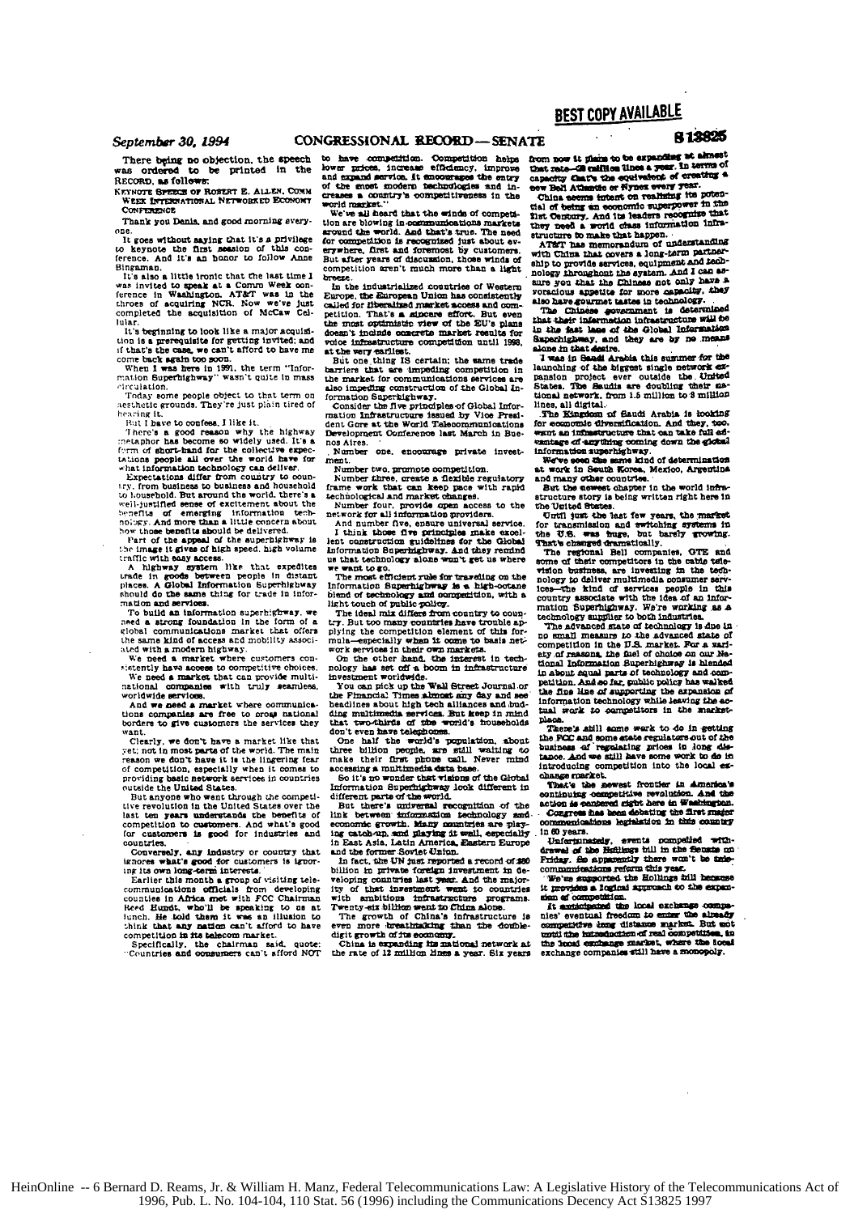There being no objection, the speech was ordered to be printed in the RECORD, as follows:

KEYNOTE SPEECH OF ROBERT E. ALLEN, COMM WEEK INTERNATIONAL NETWORKED ECONOMY CONFERENCE

Thank you Denis, and good morning everyone.

It goes without saying that it's a privilege to keynote the first session of this conference. And it's an honor to follow Anne Bingaman.

It's also a little ironic that the last time I was invited to speak at a Comm Week conference in Washington, AT&T was in the throes of acquiring NCR. Now we've just completed the acquisition of McCaw Cellular.

It's beginning to look like a major acquisition is a prerequisite for getting invited; and if that's the case, we can't afford to have me come back again too soon.

When I was here in 1991, the term "Information Superhighway" wasn't quite in mass circulation.

Today some people object to that term on aesthetic grounds. They're just plain tired of hearing it.

But I have to confess, I like it.

There's a good reason why the highway metaphor has become so widely used. It's a form of short-hand for the collective expectations people all over the world have for what information technology can deliver.

Expectations differ from country to country, from business to business and household to household. But around the world, there's a well-justified sense of excitement about the benefits of emerging information technology. And more than a little concern about how those benefits should be delivered.

Part of the appeal of the superhighway is the image it gives of high speed, high volume traffic with easy access.

A highway system like that expedites trade in goods between people in distant places. A Global Information Superhighway should do the same thing for trade in information and services.

To build an information superhighway, we need a strong foundation in the form of a global communications market that offers the same kind of access and mobility associated with a modern highway.

We need a market where customers consistently have access to competitive choices.

We need a market that can provide multinational companies with truly seamless, worldwide services.

And we need a market where communications companies are free to cross national borders to give customers the services they want.

Clearly, we don't have a market like that yet; not in most parts of the world. The main reason we don't have it is the lingering fear of competition, especially when it comes to providing basic network services in countries outside the United States.

But anyone who went through the competitive revolution in the United States over the last ten years understands the benefits of competition to customers. And what's good for customers is good for industries and countries.

Conversely, any industry or country that ignores what's good for customers is ignoring its own long-term interests.

Earlier this month a group of visiting telecommunications officials from developing counties in Africa met with FCC Chairman Reed Hundt, who'll be speaking to us at lunch. He told them it was an illusion to think that any nation can't afford to have competition in its telecom market.

Specifically, the chairman said, quote: "Countries and consumers can't afford NOT to have competition. Competition helps lower prices, increase efficiency, improve and expand service. It encourages the entry of the most modern technologies and increases a country's competitiveness in the world market."

We've all heard that the winds of competition are blowing in communications markets around the world. And that's true. The need for competition is recognized just about everywhere, first and foremost by customers. But after years of discussion, those winds of competition aren't much more than a light breeze.

In the industrialized countries of Western Europe, the European Union has consistently called for liberalized market access and competition. That's a sincere effort. But even the most optimistic view of the EU's plans doesn't include concrete market results for voice infrastructure competition until 1998, at the very earliest.

But one thing IS certain; the same trade barriers that are impeding competition in the market for communications services are also impeding construction of the Global Information Superhighway.

Consider the five principles of Global Information Infrastructure issued by Vice President Gore at the World Telecommunications Development Conference last March in Buenos Aires.

Number one, encourage private investment.

Number two, promote competition.

Number three, create a flexible regulatory frame work that can keep pace with rapid technological and market changes.

Number four, provide open access to the network for all information providers.

And number five, ensure universal service.

I think those five principles make excellent construction guidelines for the Global Information Superhighway. And they remind us that technology alone won't get us where we want to go.

The most efficient rule for traveling on the Information Superhighway is a high-octane blend of technology and competition, with a light touch of public policy.

The ideal mix differs from country to country. But too many countries have trouble applying the competition element of this formula—especially when it come to basis network services in their own markets.

On the other hand, the interest in technology has set off a boom in infrastructure investment worldwide.

You can pick up the Wall Street Journal or the Financial Times almost any day and see headlines about high tech alliances and budding multimedia services. But keep in mind that two-thirds of the world's households don't even have telephones.

One half the world's population, about three billion people, are still waiting to make their first phone call. Never mind accessing a multimedia data base.

So it's no wonder that visions of the Global Information Superhighway look different in different parts of the world.

But there's universal recognition of the link between information technology and economic growth. Many countries are playing catch-up, and playing it well, especially in East Asia, Latin America, Eastern Europe and the former Soviet Union.

In fact, the UN just reported a record of $80 billion in private foreign investment in developing countries last year. And the majority of that investment went to countries with ambitious infrastructure programs. Twenty-six billion went to China alone.

The growth of China's infrastructure is even more breathtaking than the double-digit growth of its economy.

China is expanding its national network at the rate of 12 million lines a year. Six years from now it plans to be expanding at almost that rate—20 million lines a year. In terms of capacity that's the equivalent of creating a new Bell Atlantic or Nynex every year.

China seems intent on realizing its potential of being an economic superpower in the 21st Century. And its leaders recognize that they need a world class information infrastructure to make that happen.

AT&T has memorandum of understanding with China that covers a long-term partnership to provide services, equipment and technology throughout the system. And I can assure you that the Chinese not only have a voracious appetite for more capacity, they also have gourmet tastes in technology.

The Chinese government is determined that their information infrastructure will be in the fast lane of the Global Information Superhighway, and they are by no means alone in that desire.

I was in Saudi Arabia this summer for the launching of the biggest single network expansion project ever outside the United States. The Saudis are doubling their national network, from 1.5 million to 3 million lines, all digital.

The Kingdom of Saudi Arabia is looking for economic diversification. And they, too, want an infrastructure that can take full advantage of anything coming down the global information superhighway.

We've seen the same kind of determination at work in South Korea, Mexico, Argentina and many other countries.

But the newest chapter in the world infrastructure story is being written right here in the United States.

Until just the last few years, the market for transmission and switching systems in the U.S. was huge, but barely growing. That's changed dramatically.

The regional Bell companies, GTE and some of their competitors in the cable television business, are investing in the technology to deliver multimedia consumer services—the kind of services people in this country associate with the idea of an information Superhighway. We're working as a technology supplier to both industries.

The advanced state of technology is due in no small measure to the advanced state of competition in the U.S. market. For a variety of reasons, the fuel of choice on our National Information Superhighway is blended in about equal parts of technology and competition. And so far, public policy has walked the fine line of supporting the expansion of information technology while leaving the actual work to competitors in the marketplace.

There's still some work to do in getting the FCC and some state regulators out of the business of regulating prices in long distance. And we still have some work to do in introducing competition into the local exchange market.

That's the newest frontier in America's continuing competitive revolution. And the action is centered right here in Washington.

Congress has been debating the first major communications legislation in this country in 60 years.

Unfortunately, events compelled withdrawal of the Hollings bill in the Senate on Friday. So apparently there won't be telecommunications reform this year.

We've supported the Hollings bill because it provides a logical approach to the expansion of competition.

It anticipated the local exchange companies' eventual freedom to enter the already competitive long distance market. But not until the introduction of real competition, to the local exchange market, where the local exchange companies still have a monopoly.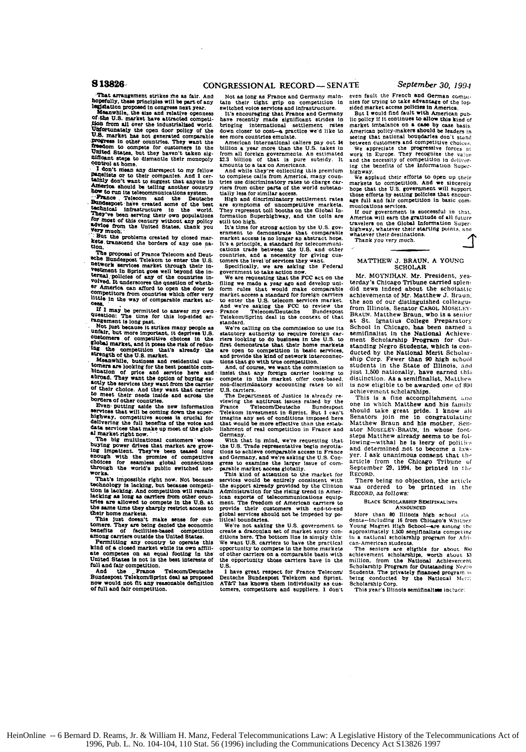That arrangement strikes me as fair. And hopefully, these principles will be part of any legislation proposed in congress next year.

Meanwhile, the size and relative openness of the U.S. market have attracted competition from all over the industrialized world. Unfortunately the open door policy of the U.S. market has not generated comparable progress in other countries. They want the freedom to compete for customers in the United States, but they haven't taken significant steps to dismantle their monopoly control at home.

I don't mean any disrespect to my fellow panelists or to their companies. And I certainly don't want to suggest that anyone in America should be telling another country how to run its telecommunications system.

France Telecom and the Deutsche Bundespost have created some of the best technical infrastructure in the world. They've been serving their own populations for most of this century without any policy advice from the United States, thank you very much.

But the problems created by closed markets transcend the borders of any one nation.

The proposal of France Telecom and Deutsche Bundespost Telekom to enter the U.S. network services market through their investment in Sprint goes well beyond the internal policies of any of the countries involved. It underscores the question of whether America can afford to open the door to competitors from countries which offer very little in the way of comparable market access.

If I may be permitted to answer my own question: The time for this lop-sided arrangement is long past.

Not just because it strikes many people as unfair, but more important, it deprives U.S. customers of competitive choices in the global market, and it poses the risk of reducing the competition that's already the strength of the U.S. market.

Meanwhile, business and residential customers are looking for the best possible combination of price and service here and abroad. They want the option of buying exactly the services they want from the carrier of their choice. And they want that carrier to meet their needs inside and across the borders of other countries.

Even putting aside the new information services that will be coming down the superhighway, competitive access is crucial for delivering the full benefits of the voice and data services that make up most of the global market right now.

The big multinational customers whose buying power drives that market are growing impatient. They've been teased long enough with the promise of competitive choices for seamless global connections through the world's public switched networks.

That's impossible right now. Not because technology is lacking, but because competition is lacking. And competition will remain lacking as long as carriers from other countries are allowed to compete in the U.S. at the same time they sharply restrict access to their home markets.

This just doesn't make sense for customers. They are being denied the economic benefits of facilities-based competition among carriers outside the United States.

Permitting any country to operate this kind of a closed market while its own affiliate competes on an equal footing in the United States is not in the best interests of full and fair competition.

And the France Telecom/Deutsche Bundespost Telekom/Sprint deal as proposed now would not fit any reasonable definition of full and fair competition.

Not as long as France and Germany maintain their tight grip on competition in switched voice services and infrastructure.

It's encouraging that France and Germany have recently made significant strides in bringing international settlement rates down closer to cost—a practice we'd like to see more countries emulate.

American international callers pay out $4 billion a year more than the U.S. takes in from all foreign governments. An estimated $2.3 billion of that is pure subsidy. It amounts to a tax on Americans.

And while they're collecting this premium to complete calls from America, many countries use discriminatory rates to charge carriers from other parts of the world substantially less for similar access.

High and discriminatory settlement rates are symptoms of uncompetitive markets. They represent toll booths on the Global Information Superhighway, and the tolls are still too high.

It's time for strong action by the U.S. government to demonstrate that comparable market access is no longer an abstract hope. It's a principle, a standard for telecommunications trade between the U.S. and other countries, and a necessity for giving customers the level of services they want.

Specifically, we are asking the Federal government to take action now.

We are requesting that the FCC act on the filing we made a year ago and develop uniform rules that would make comparable market access a standard for foreign carriers to enter the U.S. telecom services market. And we're asking the FCC to review the France Telecom/Deutsche Bundespost Telekom/Sprint deal in the context of that standard.

We're calling on the commission to use its statutory authority to require foreign carriers looking to do business in the U.S. to first demonstrate that their home markets are open to competition in basic services, and provide the kind of network interconnections that go with true competition.

And, of course, we want the commission to insist that any foreign carrier looking to compete in this market offer cost-based, non-discriminatory accounting rates to all U.S. carriers.

The Department of Justice is already reviewing the antitrust issues raised by the France Telecom/Deutsche Bundespost Telekom investment in Sprint. But I can't imagine any set of conditions imposed here that would be more effective than the establishment of real competition in France and Germany.

With that in mind, we're requesting that the U.S. Trade representative begin negotiations to achieve comparable access in France and Germany, and we're asking the U.S. Congress to examine the larger issue of comparable market access globally.

This kind of attention to the market for services would be entirely consistent with the support already provided by the Clinton Administration for the rising trend in American exports of telecommunications equipment. The freedom of American carriers to provide their customers with end-to-end global services should not be impeded by political boundaries.

We're not asking the U.S. government to create a draconian set of market entry conditions here. The bottom line is simply this: We want U.S. carriers to have the practical opportunity to compete in the home markets of other carriers on a comparable basis with the opportunity those carriers have in the U.S.

I have great respect for France Telecom/Deutsche Bundespost Telekom and Sprint. AT&T has known them individually as customers, competitors and suppliers. I don't even fault the French and German companies for trying to take advantage of the lop-sided market access policies in America.

But I would find fault with American public policy if it continues to allow this kind of market imbalance on a case by case basis. American policy-makers should be leaders in seeing that national boundaries don't stand between customers and competitive choices.

We appreciate the progressive forces at work in Europe. They recognize the value and the necessity of competition in delivering the benefits of the Information Superhighway.

We applaud their efforts to open up their markets to competition. And we sincerely hope that the U.S. government will support those efforts by setting policies that encourage full and fair competition in basic communications services.

If our government is successful in that, America will earn the gratitude of all future travelers on the Global Information Superhighway, whatever their starting points, and whatever their destinations.

*Thank you very much.*

---

## MATTHEW J. BRAUN, A YOUNG SCHOLAR

Mr. MOYNIHAN. Mr. President, yesterday's Chicago Tribune carried splendid news indeed about the scholastic achievements of Mr. Matthew J. Braun, the son of our distinguished colleague from Illinois, Senator CAROL MOSELEY-BRAUN. Matthew Braun, who is a senior at St. Ignatius College Preparatory School in Chicago, has been named a semifinalist in the National Achievement Scholarship Program for Outstanding Negro Students, which is conducted by the National Merit Scholarship Corp. Fewer than 90 high school students in the State of Illinois, and just 1,500 nationally, have earned this distinction. As a semifinalist, Matthew is now eligible to be awarded one of 800 achievement scholarships.

This is a fine accomplishment and one in which Matthew and his family should take great pride. I know all Senators join me in congratulating Matthew Braun and his mother, Senator MOSELEY-BRAUN, in whose footsteps Matthew already seems to be following—withal he is leery of politics and determined not to become a lawyer. I ask unanimous consent that the article from the Chicago Tribune of September 29, 1994, be printed in the RECORD.

There being no objection, the article was ordered to be printed in the RECORD, as follows:

### BLACK SCHOLARSHIP SEMIFINALISTS ANNOUNCED

More than 80 Illinois high school students—including 16 from Chicago's Whitney Young Magnet High School—are among the approximately 1,500 semifinalists competing in a national scholarship program for African-American students.

The seniors are eligible for about 800 achievement scholarships, worth about $3 million, from the National Achievement Scholarship Program for Outstanding Negro Students. The privately financed program is being conducted by the National Merit Scholarship Corp.

This year's Illinois semifinalists include: